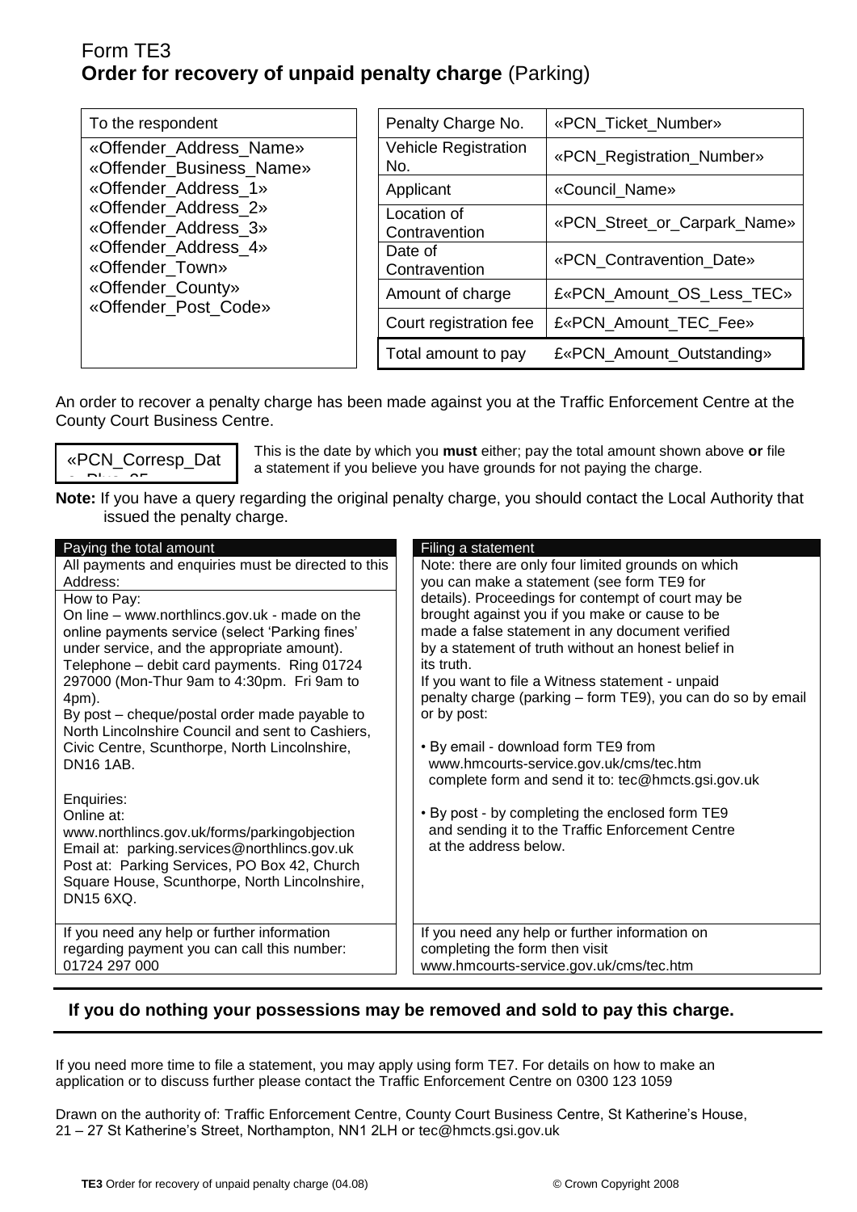# Form TE3
## **Order for recovery of unpaid penalty charge** (Parking)

| To the respondent |
|---|
| «Offender_Address_Name»<br>«Offender_Business_Name»<br>«Offender_Address_1»<br>«Offender_Address_2»<br>«Offender_Address_3»<br>«Offender_Address_4»<br>«Offender_Town»<br>«Offender_County»<br>«Offender_Post_Code» |

| Penalty Charge No. | «PCN_Ticket_Number» |
|---|---|
| Vehicle Registration No. | «PCN_Registration_Number» |
| Applicant | «Council_Name» |
| Location of Contravention | «PCN_Street_or_Carpark_Name» |
| Date of Contravention | «PCN_Contravention_Date» |
| Amount of charge | £«PCN_Amount_OS_Less_TEC» |
| Court registration fee | £«PCN_Amount_TEC_Fee» |
| Total amount to pay | £«PCN_Amount_Outstanding» |

An order to recover a penalty charge has been made against you at the Traffic Enforcement Centre at the County Court Business Centre.

«PCN_Corresp_Date_Plus_35»

This is the date by which you **must** either; pay the total amount shown above **or** file a statement if you believe you have grounds for not paying the charge.

**Note:** If you have a query regarding the original penalty charge, you should contact the Local Authority that issued the penalty charge.

### Paying the total amount

All payments and enquiries must be directed to this Address:

How to Pay:

On line – www.northlincs.gov.uk - made on the online payments service (select 'Parking fines' under service, and the appropriate amount).

Telephone – debit card payments. Ring 01724 297000 (Mon-Thur 9am to 4:30pm. Fri 9am to 4pm).

By post – cheque/postal order made payable to North Lincolnshire Council and sent to Cashiers, Civic Centre, Scunthorpe, North Lincolnshire, DN16 1AB.

Enquiries:

Online at: www.northlincs.gov.uk/forms/parkingobjection

Email at: parking.services@northlincs.gov.uk

Post at: Parking Services, PO Box 42, Church Square House, Scunthorpe, North Lincolnshire, DN15 6XQ.

If you need any help or further information regarding payment you can call this number: 01724 297 000

### Filing a statement

Note: there are only four limited grounds on which you can make a statement (see form TE9 for details). Proceedings for contempt of court may be brought against you if you make or cause to be made a false statement in any document verified by a statement of truth without an honest belief in its truth.

If you want to file a Witness statement - unpaid penalty charge (parking – form TE9), you can do so by email or by post:

- By email - download form TE9 from www.hmcourts-service.gov.uk/cms/tec.htm complete form and send it to: tec@hmcts.gsi.gov.uk
- By post - by completing the enclosed form TE9 and sending it to the Traffic Enforcement Centre at the address below.

If you need any help or further information on completing the form then visit www.hmcourts-service.gov.uk/cms/tec.htm

---

**If you do nothing your possessions may be removed and sold to pay this charge.**

---

If you need more time to file a statement, you may apply using form TE7. For details on how to make an application or to discuss further please contact the Traffic Enforcement Centre on 0300 123 1059

Drawn on the authority of: Traffic Enforcement Centre, County Court Business Centre, St Katherine's House, 21 – 27 St Katherine's Street, Northampton, NN1 2LH or tec@hmcts.gsi.gov.uk

**TE3** Order for recovery of unpaid penalty charge (04.08) © Crown Copyright 2008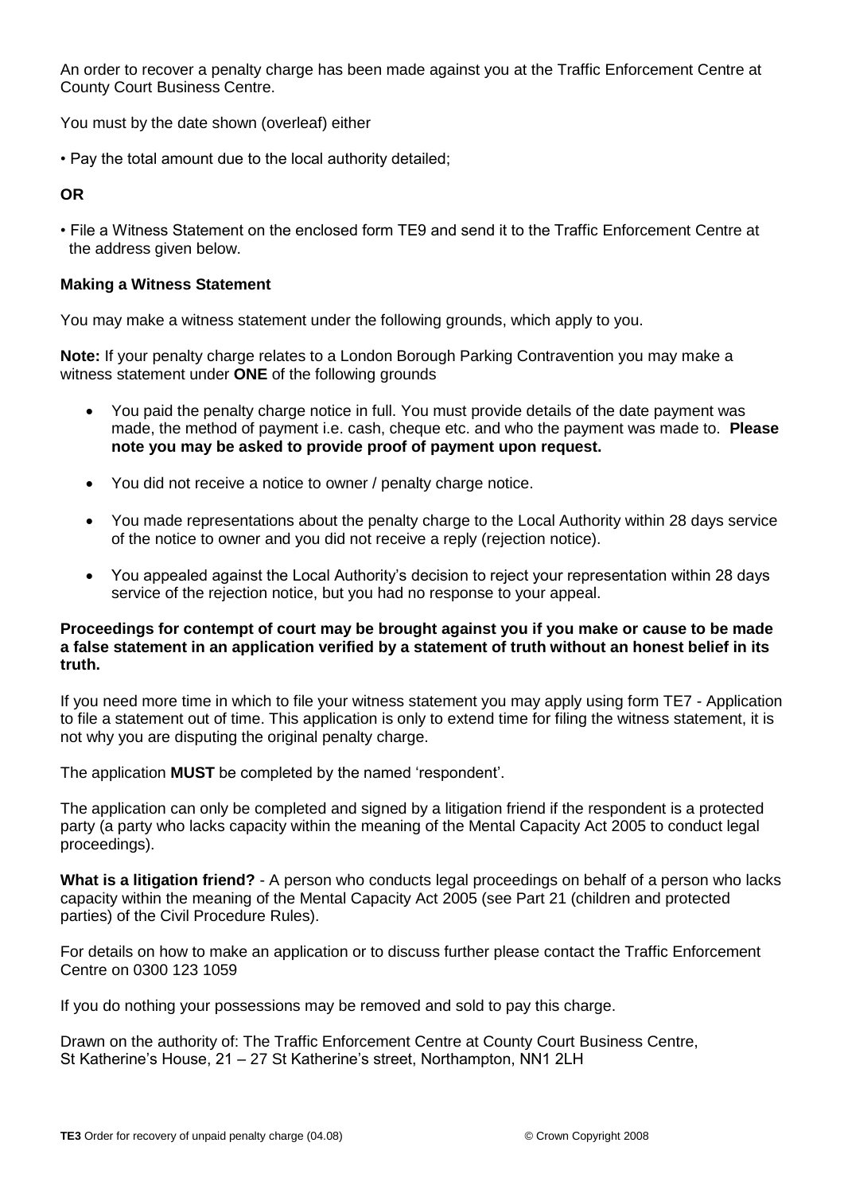An order to recover a penalty charge has been made against you at the Traffic Enforcement Centre at County Court Business Centre.

You must by the date shown (overleaf) either

• Pay the total amount due to the local authority detailed;

**OR**

• File a Witness Statement on the enclosed form TE9 and send it to the Traffic Enforcement Centre at the address given below.

**Making a Witness Statement**

You may make a witness statement under the following grounds, which apply to you.

**Note:** If your penalty charge relates to a London Borough Parking Contravention you may make a witness statement under **ONE** of the following grounds

- You paid the penalty charge notice in full. You must provide details of the date payment was made, the method of payment i.e. cash, cheque etc. and who the payment was made to. **Please note you may be asked to provide proof of payment upon request.**
- You did not receive a notice to owner / penalty charge notice.
- You made representations about the penalty charge to the Local Authority within 28 days service of the notice to owner and you did not receive a reply (rejection notice).
- You appealed against the Local Authority's decision to reject your representation within 28 days service of the rejection notice, but you had no response to your appeal.

**Proceedings for contempt of court may be brought against you if you make or cause to be made a false statement in an application verified by a statement of truth without an honest belief in its truth.**

If you need more time in which to file your witness statement you may apply using form TE7 - Application to file a statement out of time. This application is only to extend time for filing the witness statement, it is not why you are disputing the original penalty charge.

The application **MUST** be completed by the named 'respondent'.

The application can only be completed and signed by a litigation friend if the respondent is a protected party (a party who lacks capacity within the meaning of the Mental Capacity Act 2005 to conduct legal proceedings).

**What is a litigation friend?** - A person who conducts legal proceedings on behalf of a person who lacks capacity within the meaning of the Mental Capacity Act 2005 (see Part 21 (children and protected parties) of the Civil Procedure Rules).

For details on how to make an application or to discuss further please contact the Traffic Enforcement Centre on 0300 123 1059

If you do nothing your possessions may be removed and sold to pay this charge.

Drawn on the authority of: The Traffic Enforcement Centre at County Court Business Centre, St Katherine's House, 21 – 27 St Katherine's street, Northampton, NN1 2LH

**TE3** Order for recovery of unpaid penalty charge (04.08) © Crown Copyright 2008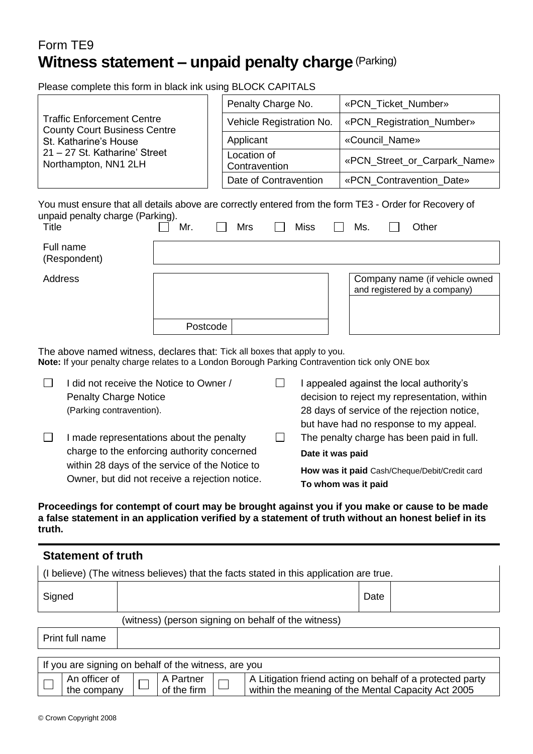# Form TE9

## Witness statement – unpaid penalty charge (Parking)

Please complete this form in black ink using BLOCK CAPITALS

Traffic Enforcement Centre
County Court Business Centre
St. Katharine's House
21 – 27 St. Katharine' Street
Northampton, NN1 2LH

| | |
|---|---|
| Penalty Charge No. | «PCN_Ticket_Number» |
| Vehicle Registration No. | «PCN_Registration_Number» |
| Applicant | «Council_Name» |
| Location of Contravention | «PCN_Street_or_Carpark_Name» |
| Date of Contravention | «PCN_Contravention_Date» |

You must ensure that all details above are correctly entered from the form TE3 - Order for Recovery of unpaid penalty charge (Parking).

Title ☐ Mr. ☐ Mrs ☐ Miss ☐ Ms. ☐ Other

Full name (Respondent)

Address

Postcode

Company name (if vehicle owned and registered by a company)

The above named witness, declares that: Tick all boxes that apply to you.
**Note:** If your penalty charge relates to a London Borough Parking Contravention tick only ONE box

☐ I did not receive the Notice to Owner / Penalty Charge Notice (Parking contravention).

☐ I made representations about the penalty charge to the enforcing authority concerned within 28 days of the service of the Notice to Owner, but did not receive a rejection notice.

☐ I appealed against the local authority's decision to reject my representation, within 28 days of service of the rejection notice, but have had no response to my appeal.

☐ The penalty charge has been paid in full.

**Date it was paid**

**How was it paid** Cash/Cheque/Debit/Credit card

**To whom was it paid**

**Proceedings for contempt of court may be brought against you if you make or cause to be made a false statement in an application verified by a statement of truth without an honest belief in its truth.**

### Statement of truth

(I believe) (The witness believes) that the facts stated in this application are true.

| Signed | | Date | |
|---|---|---|---|

(witness) (person signing on behalf of the witness)

Print full name

If you are signing on behalf of the witness, are you

☐ An officer of the company ☐ A Partner of the firm ☐ A Litigation friend acting on behalf of a protected party within the meaning of the Mental Capacity Act 2005

© Crown Copyright 2008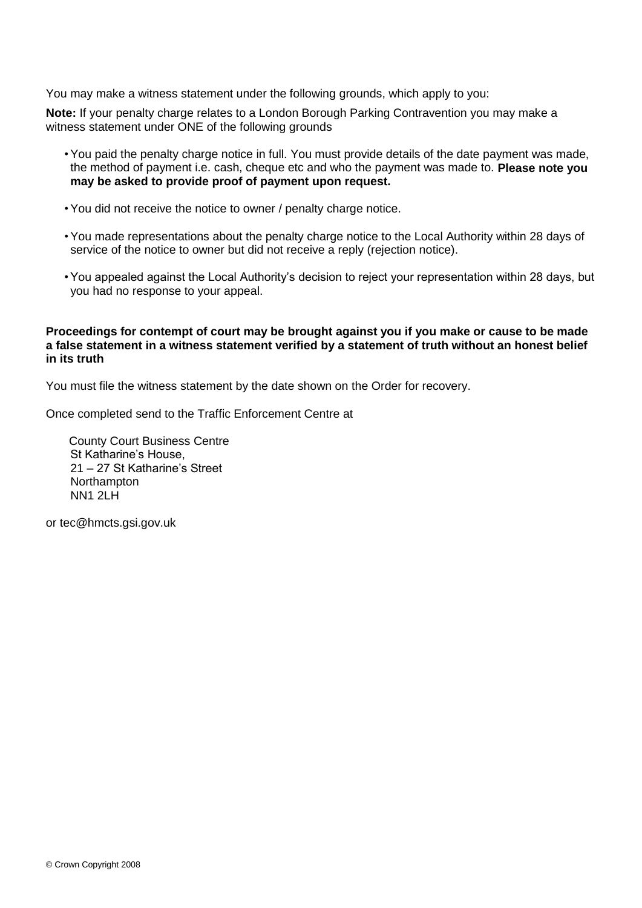You may make a witness statement under the following grounds, which apply to you:

**Note:** If your penalty charge relates to a London Borough Parking Contravention you may make a witness statement under ONE of the following grounds

- You paid the penalty charge notice in full. You must provide details of the date payment was made, the method of payment i.e. cash, cheque etc and who the payment was made to. **Please note you may be asked to provide proof of payment upon request.**
- You did not receive the notice to owner / penalty charge notice.
- You made representations about the penalty charge notice to the Local Authority within 28 days of service of the notice to owner but did not receive a reply (rejection notice).
- You appealed against the Local Authority's decision to reject your representation within 28 days, but you had no response to your appeal.

**Proceedings for contempt of court may be brought against you if you make or cause to be made a false statement in a witness statement verified by a statement of truth without an honest belief in its truth**

You must file the witness statement by the date shown on the Order for recovery.

Once completed send to the Traffic Enforcement Centre at

County Court Business Centre
St Katharine's House,
21 – 27 St Katharine's Street
Northampton
NN1 2LH

or tec@hmcts.gsi.gov.uk

© Crown Copyright 2008